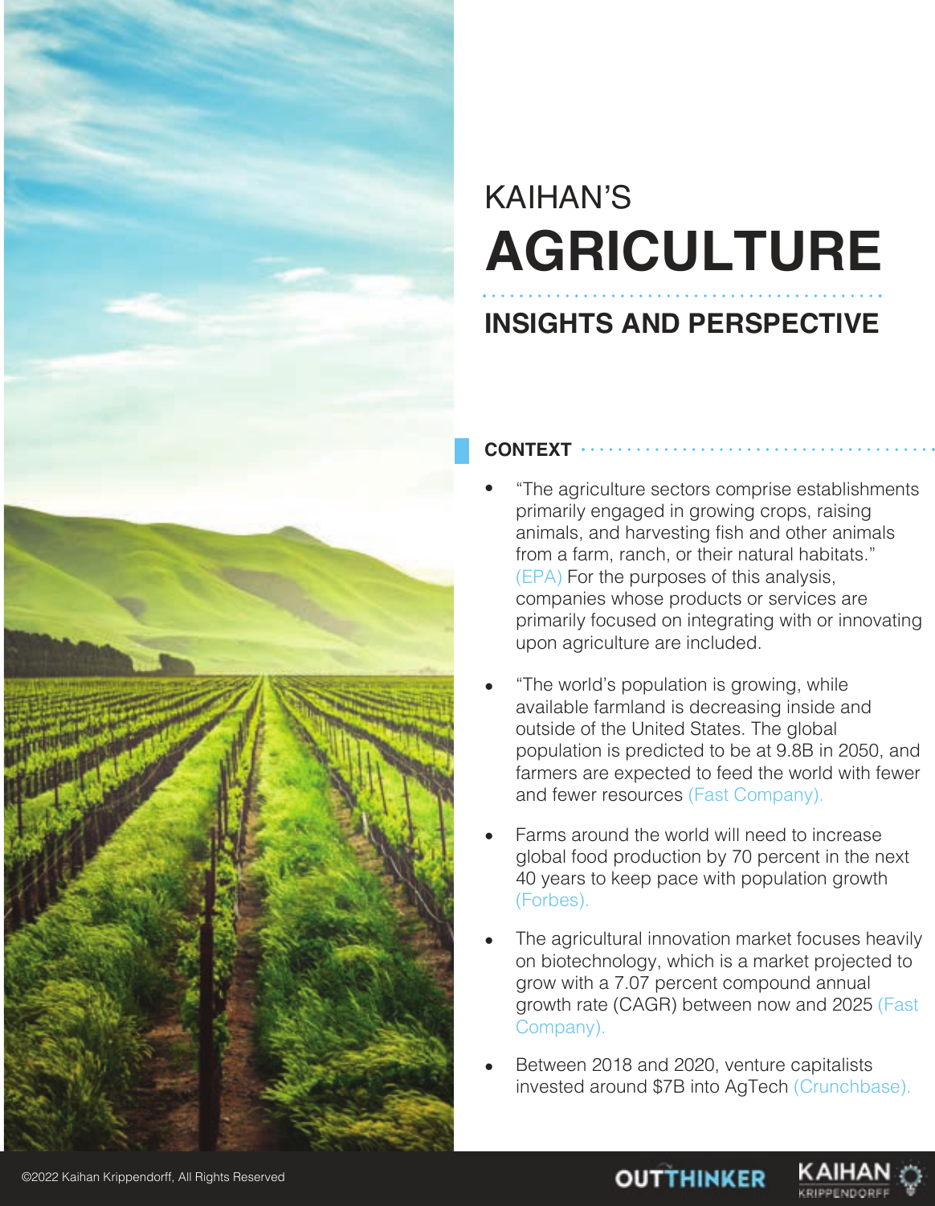KAIHAN'S

# AGRICULTURE

## INSIGHTS AND PERSPECTIVE

### CONTEXT

- "The agriculture sectors comprise establishments primarily engaged in growing crops, raising animals, and harvesting fish and other animals from a farm, ranch, or their natural habitats." (EPA) For the purposes of this analysis, companies whose products or services are primarily focused on integrating with or innovating upon agriculture are included.
- "The world's population is growing, while available farmland is decreasing inside and outside of the United States. The global population is predicted to be at 9.8B in 2050, and farmers are expected to feed the world with fewer and fewer resources (Fast Company).
- Farms around the world will need to increase global food production by 70 percent in the next 40 years to keep pace with population growth (Forbes).
- The agricultural innovation market focuses heavily on biotechnology, which is a market projected to grow with a 7.07 percent compound annual growth rate (CAGR) between now and 2025 (Fast Company).
- Between 2018 and 2020, venture capitalists invested around $7B into AgTech (Crunchbase).

©2022 Kaihan Krippendorff, All Rights Reserved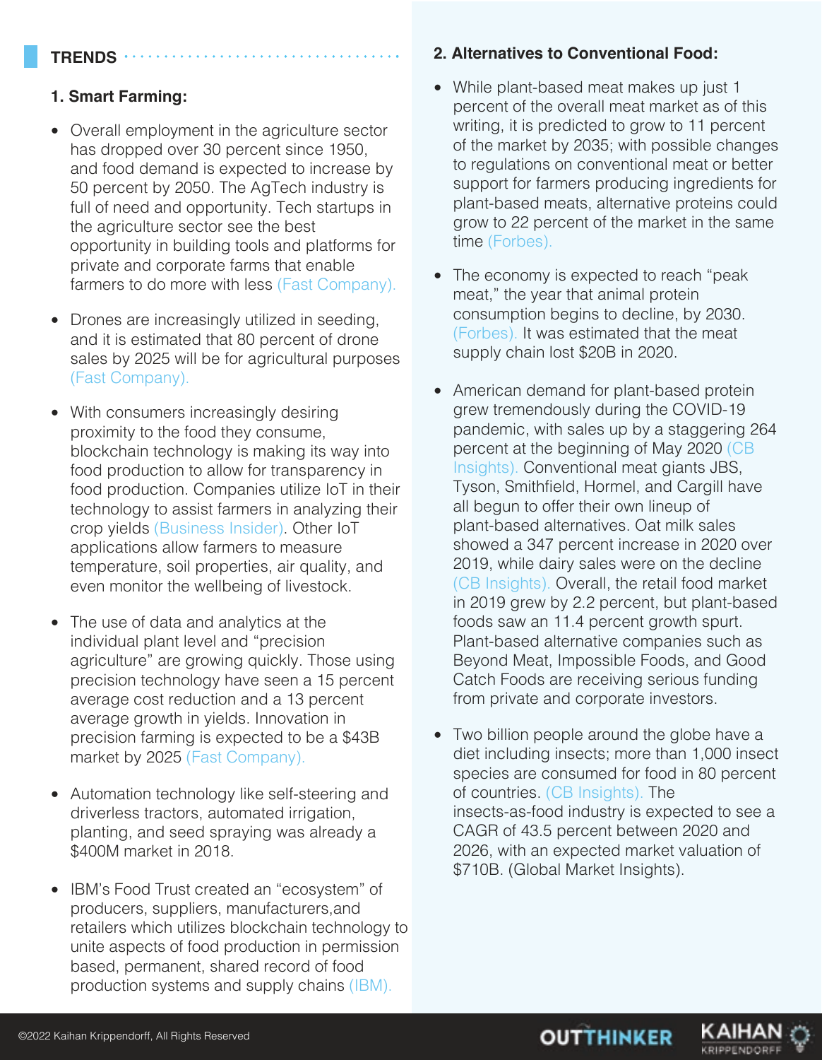## TRENDS

### 1. Smart Farming:

- Overall employment in the agriculture sector has dropped over 30 percent since 1950, and food demand is expected to increase by 50 percent by 2050. The AgTech industry is full of need and opportunity. Tech startups in the agriculture sector see the best opportunity in building tools and platforms for private and corporate farms that enable farmers to do more with less (Fast Company).
- Drones are increasingly utilized in seeding, and it is estimated that 80 percent of drone sales by 2025 will be for agricultural purposes (Fast Company).
- With consumers increasingly desiring proximity to the food they consume, blockchain technology is making its way into food production to allow for transparency in food production. Companies utilize IoT in their technology to assist farmers in analyzing their crop yields (Business Insider). Other IoT applications allow farmers to measure temperature, soil properties, air quality, and even monitor the wellbeing of livestock.
- The use of data and analytics at the individual plant level and "precision agriculture" are growing quickly. Those using precision technology have seen a 15 percent average cost reduction and a 13 percent average growth in yields. Innovation in precision farming is expected to be a $43B market by 2025 (Fast Company).
- Automation technology like self-steering and driverless tractors, automated irrigation, planting, and seed spraying was already a $400M market in 2018.
- IBM's Food Trust created an "ecosystem" of producers, suppliers, manufacturers,and retailers which utilizes blockchain technology to unite aspects of food production in permission based, permanent, shared record of food production systems and supply chains (IBM).

### 2. Alternatives to Conventional Food:

- While plant-based meat makes up just 1 percent of the overall meat market as of this writing, it is predicted to grow to 11 percent of the market by 2035; with possible changes to regulations on conventional meat or better support for farmers producing ingredients for plant-based meats, alternative proteins could grow to 22 percent of the market in the same time (Forbes).
- The economy is expected to reach "peak meat," the year that animal protein consumption begins to decline, by 2030. (Forbes). It was estimated that the meat supply chain lost $20B in 2020.
- American demand for plant-based protein grew tremendously during the COVID-19 pandemic, with sales up by a staggering 264 percent at the beginning of May 2020 (CB Insights). Conventional meat giants JBS, Tyson, Smithfield, Hormel, and Cargill have all begun to offer their own lineup of plant-based alternatives. Oat milk sales showed a 347 percent increase in 2020 over 2019, while dairy sales were on the decline (CB Insights). Overall, the retail food market in 2019 grew by 2.2 percent, but plant-based foods saw an 11.4 percent growth spurt. Plant-based alternative companies such as Beyond Meat, Impossible Foods, and Good Catch Foods are receiving serious funding from private and corporate investors.
- Two billion people around the globe have a diet including insects; more than 1,000 insect species are consumed for food in 80 percent of countries. (CB Insights). The insects-as-food industry is expected to see a CAGR of 43.5 percent between 2020 and 2026, with an expected market valuation of $710B. (Global Market Insights).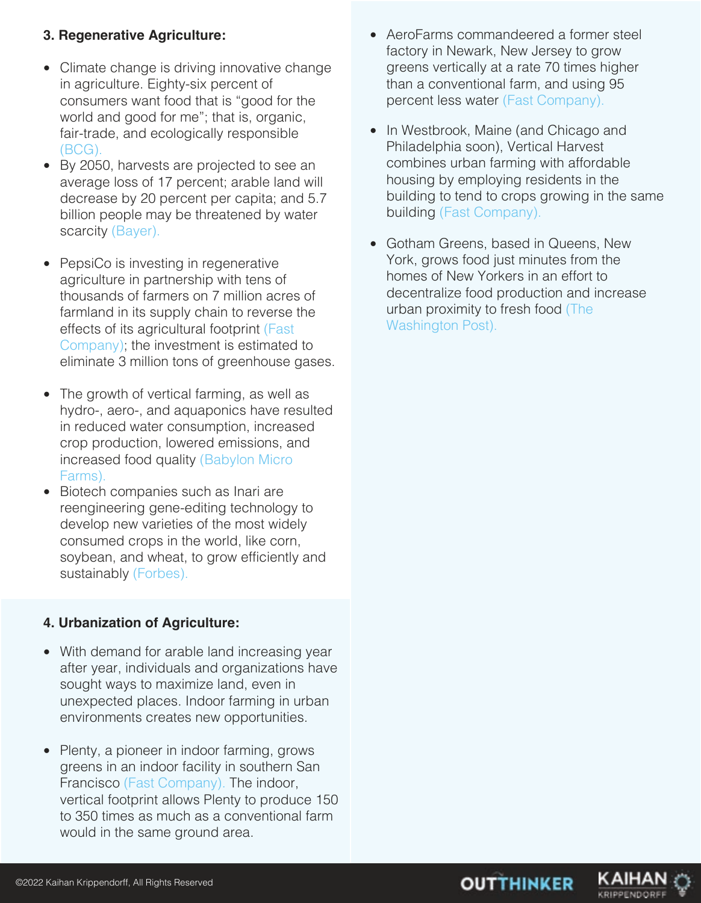**3. Regenerative Agriculture:**

- Climate change is driving innovative change in agriculture. Eighty-six percent of consumers want food that is "good for the world and good for me"; that is, organic, fair-trade, and ecologically responsible (BCG).
- By 2050, harvests are projected to see an average loss of 17 percent; arable land will decrease by 20 percent per capita; and 5.7 billion people may be threatened by water scarcity (Bayer).
- PepsiCo is investing in regenerative agriculture in partnership with tens of thousands of farmers on 7 million acres of farmland in its supply chain to reverse the effects of its agricultural footprint (Fast Company); the investment is estimated to eliminate 3 million tons of greenhouse gases.
- The growth of vertical farming, as well as hydro-, aero-, and aquaponics have resulted in reduced water consumption, increased crop production, lowered emissions, and increased food quality (Babylon Micro Farms).
- Biotech companies such as Inari are reengineering gene-editing technology to develop new varieties of the most widely consumed crops in the world, like corn, soybean, and wheat, to grow efficiently and sustainably (Forbes).

**4. Urbanization of Agriculture:**

- With demand for arable land increasing year after year, individuals and organizations have sought ways to maximize land, even in unexpected places. Indoor farming in urban environments creates new opportunities.
- Plenty, a pioneer in indoor farming, grows greens in an indoor facility in southern San Francisco (Fast Company). The indoor, vertical footprint allows Plenty to produce 150 to 350 times as much as a conventional farm would in the same ground area.
- AeroFarms commandeered a former steel factory in Newark, New Jersey to grow greens vertically at a rate 70 times higher than a conventional farm, and using 95 percent less water (Fast Company).
- In Westbrook, Maine (and Chicago and Philadelphia soon), Vertical Harvest combines urban farming with affordable housing by employing residents in the building to tend to crops growing in the same building (Fast Company).
- Gotham Greens, based in Queens, New York, grows food just minutes from the homes of New Yorkers in an effort to decentralize food production and increase urban proximity to fresh food (The Washington Post).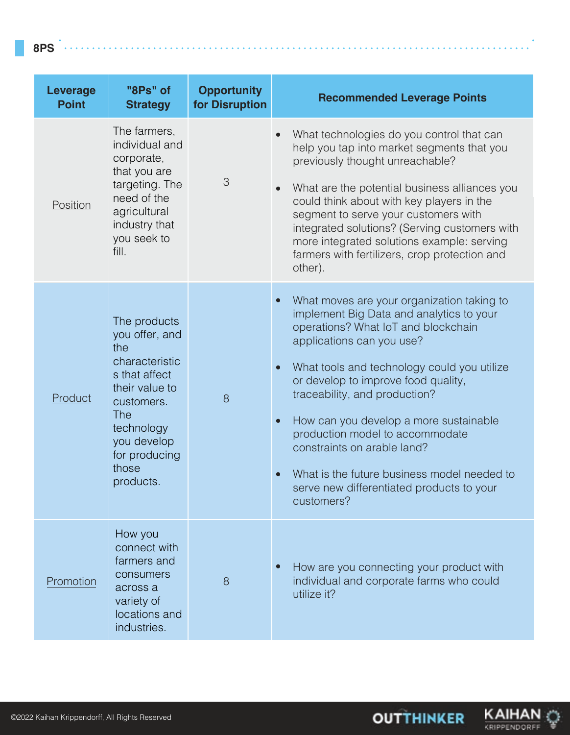## 8PS

| Leverage Point | "8Ps" of Strategy | Opportunity for Disruption | Recommended Leverage Points |
|---|---|---|---|
| Position | The farmers, individual and corporate, that you are targeting. The need of the agricultural industry that you seek to fill. | 3 | • What technologies do you control that can help you tap into market segments that you previously thought unreachable?<br><br>• What are the potential business alliances you could think about with key players in the segment to serve your customers with integrated solutions? (Serving customers with more integrated solutions example: serving farmers with fertilizers, crop protection and other). |
| Product | The products you offer, and the characteristics that affect their value to customers. The technology you develop for producing those products. | 8 | • What moves are your organization taking to implement Big Data and analytics to your operations? What IoT and blockchain applications can you use?<br><br>• What tools and technology could you utilize or develop to improve food quality, traceability, and production?<br><br>• How can you develop a more sustainable production model to accommodate constraints on arable land?<br><br>• What is the future business model needed to serve new differentiated products to your customers? |
| Promotion | How you connect with farmers and consumers across a variety of locations and industries. | 8 | • How are you connecting your product with individual and corporate farms who could utilize it? |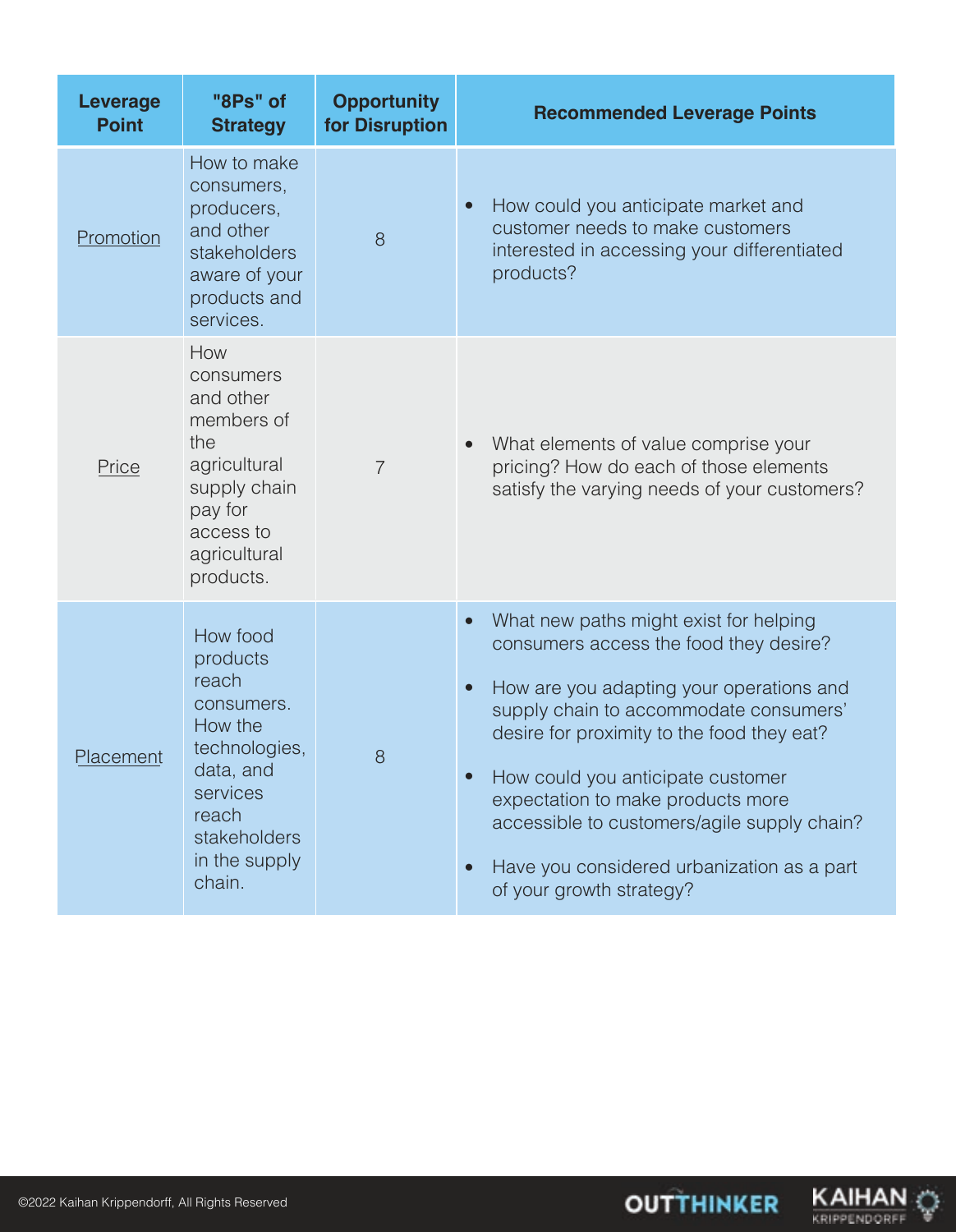| Leverage Point | "8Ps" of Strategy | Opportunity for Disruption | Recommended Leverage Points |
|---|---|---|---|
| Promotion | How to make consumers, producers, and other stakeholders aware of your products and services. | 8 | • How could you anticipate market and customer needs to make customers interested in accessing your differentiated products? |
| Price | How consumers and other members of the agricultural supply chain pay for access to agricultural products. | 7 | • What elements of value comprise your pricing? How do each of those elements satisfy the varying needs of your customers? |
| Placement | How food products reach consumers. How the technologies, data, and services reach stakeholders in the supply chain. | 8 | • What new paths might exist for helping consumers access the food they desire?<br>• How are you adapting your operations and supply chain to accommodate consumers' desire for proximity to the food they eat?<br>• How could you anticipate customer expectation to make products more accessible to customers/agile supply chain?<br>• Have you considered urbanization as a part of your growth strategy? |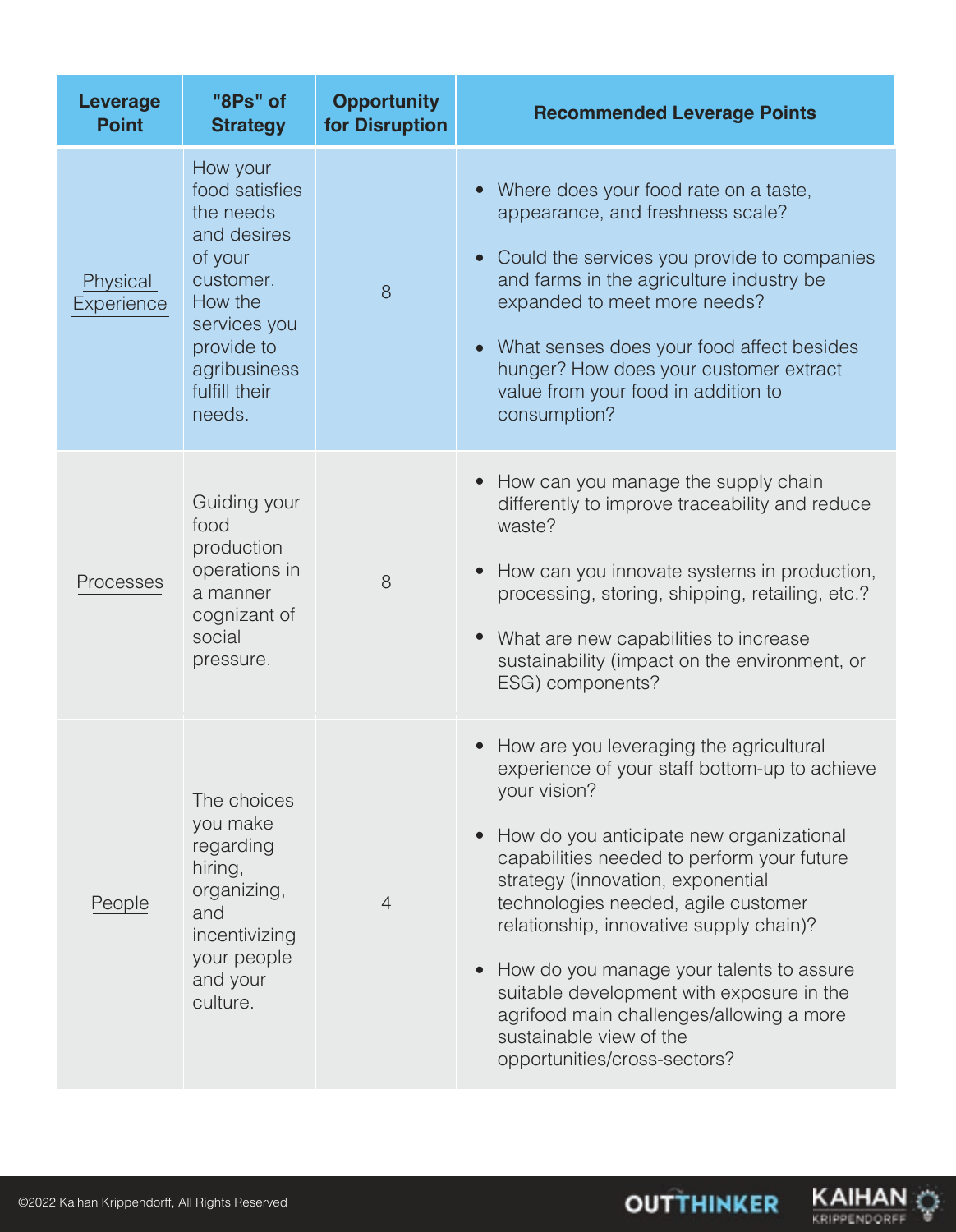| Leverage Point | "8Ps" of Strategy | Opportunity for Disruption | Recommended Leverage Points |
|---|---|---|---|
| Physical Experience | How your food satisfies the needs and desires of your customer. How the services you provide to agribusiness fulfill their needs. | 8 | • Where does your food rate on a taste, appearance, and freshness scale?<br>• Could the services you provide to companies and farms in the agriculture industry be expanded to meet more needs?<br>• What senses does your food affect besides hunger? How does your customer extract value from your food in addition to consumption? |
| Processes | Guiding your food production operations in a manner cognizant of social pressure. | 8 | • How can you manage the supply chain differently to improve traceability and reduce waste?<br>• How can you innovate systems in production, processing, storing, shipping, retailing, etc.?<br>• What are new capabilities to increase sustainability (impact on the environment, or ESG) components? |
| People | The choices you make regarding hiring, organizing, and incentivizing your people and your culture. | 4 | • How are you leveraging the agricultural experience of your staff bottom-up to achieve your vision?<br>• How do you anticipate new organizational capabilities needed to perform your future strategy (innovation, exponential technologies needed, agile customer relationship, innovative supply chain)?<br>• How do you manage your talents to assure suitable development with exposure in the agrifood main challenges/allowing a more sustainable view of the opportunities/cross-sectors? |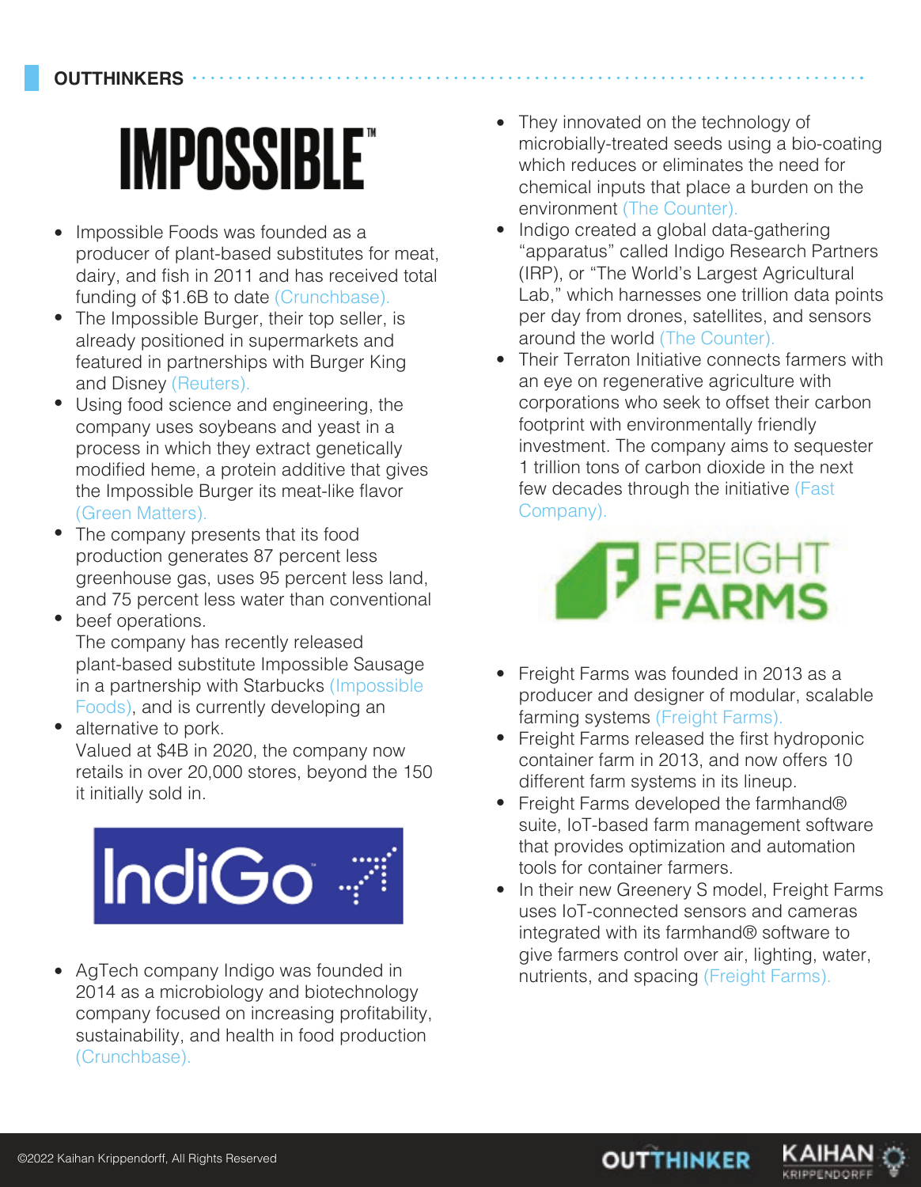## OUTTHINKERS

### IMPOSSIBLE™

- Impossible Foods was founded as a producer of plant-based substitutes for meat, dairy, and fish in 2011 and has received total funding of $1.6B to date (Crunchbase).
- The Impossible Burger, their top seller, is already positioned in supermarkets and featured in partnerships with Burger King and Disney (Reuters).
- Using food science and engineering, the company uses soybeans and yeast in a process in which they extract genetically modified heme, a protein additive that gives the Impossible Burger its meat-like flavor (Green Matters).
- The company presents that its food production generates 87 percent less greenhouse gas, uses 95 percent less land, and 75 percent less water than conventional beef operations.
- The company has recently released plant-based substitute Impossible Sausage in a partnership with Starbucks (Impossible Foods), and is currently developing an alternative to pork.
- Valued at $4B in 2020, the company now retails in over 20,000 stores, beyond the 150 it initially sold in.

### IndiGo

- AgTech company Indigo was founded in 2014 as a microbiology and biotechnology company focused on increasing profitability, sustainability, and health in food production (Crunchbase).
- They innovated on the technology of microbially-treated seeds using a bio-coating which reduces or eliminates the need for chemical inputs that place a burden on the environment (The Counter).
- Indigo created a global data-gathering "apparatus" called Indigo Research Partners (IRP), or "The World's Largest Agricultural Lab," which harnesses one trillion data points per day from drones, satellites, and sensors around the world (The Counter).
- Their Terraton Initiative connects farmers with an eye on regenerative agriculture with corporations who seek to offset their carbon footprint with environmentally friendly investment. The company aims to sequester 1 trillion tons of carbon dioxide in the next few decades through the initiative (Fast Company).

### FREIGHT FARMS

- Freight Farms was founded in 2013 as a producer and designer of modular, scalable farming systems (Freight Farms).
- Freight Farms released the first hydroponic container farm in 2013, and now offers 10 different farm systems in its lineup.
- Freight Farms developed the farmhand® suite, IoT-based farm management software that provides optimization and automation tools for container farmers.
- In their new Greenery S model, Freight Farms uses IoT-connected sensors and cameras integrated with its farmhand® software to give farmers control over air, lighting, water, nutrients, and spacing (Freight Farms).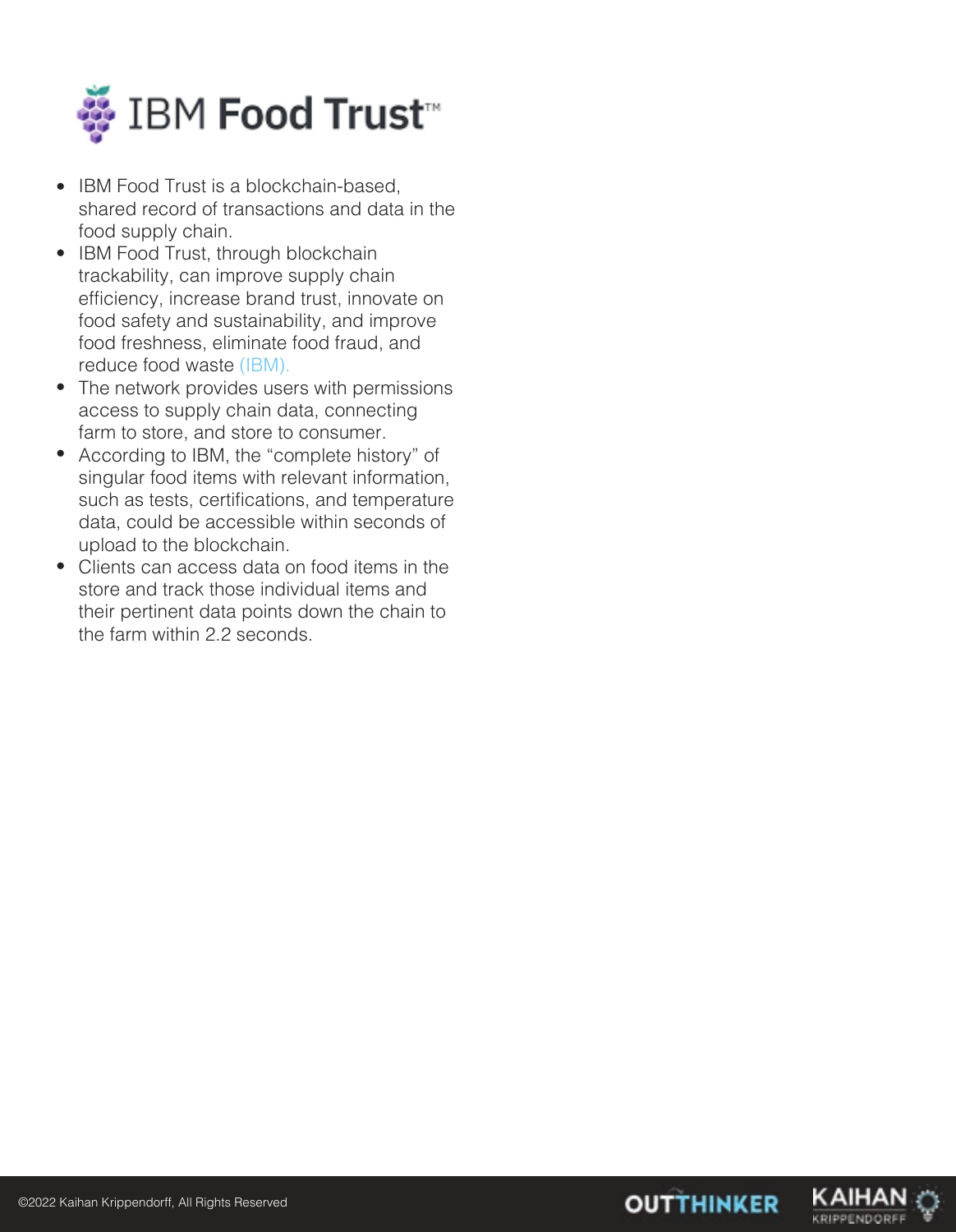# IBM Food Trust™

- IBM Food Trust is a blockchain-based, shared record of transactions and data in the food supply chain.
- IBM Food Trust, through blockchain trackability, can improve supply chain efficiency, increase brand trust, innovate on food safety and sustainability, and improve food freshness, eliminate food fraud, and reduce food waste (IBM).
- The network provides users with permissions access to supply chain data, connecting farm to store, and store to consumer.
- According to IBM, the "complete history" of singular food items with relevant information, such as tests, certifications, and temperature data, could be accessible within seconds of upload to the blockchain.
- Clients can access data on food items in the store and track those individual items and their pertinent data points down the chain to the farm within 2.2 seconds.